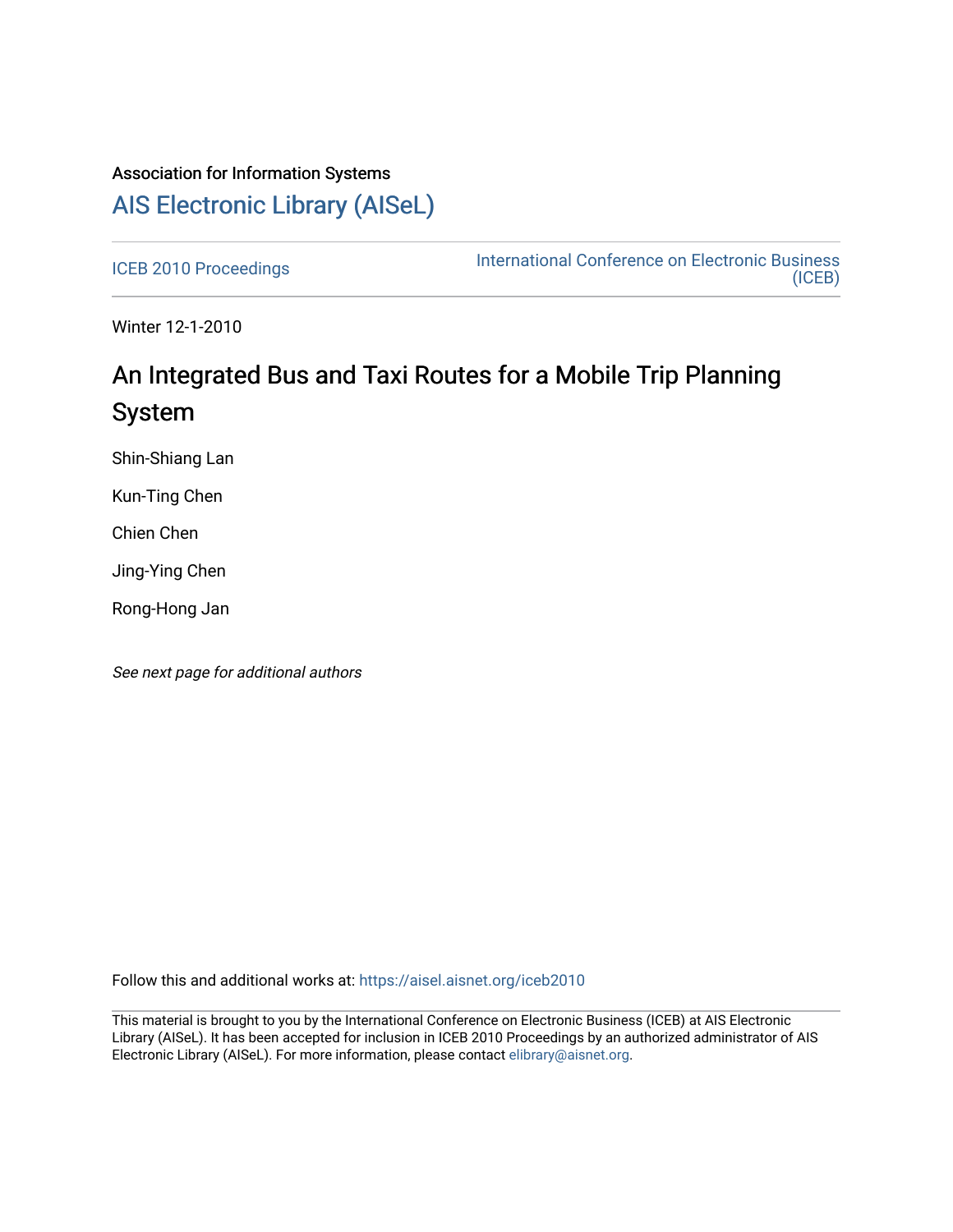Association for Information Systems

# AIS Electronic Library (AISeL)

ICEB 2010 Proceedings

International Conference on Electronic Business (ICEB)

Winter 12-1-2010

## An Integrated Bus and Taxi Routes for a Mobile Trip Planning System

Shin-Shiang Lan

Kun-Ting Chen

Chien Chen

Jing-Ying Chen

Rong-Hong Jan

*See next page for additional authors*

Follow this and additional works at: https://aisel.aisnet.org/iceb2010

This material is brought to you by the International Conference on Electronic Business (ICEB) at AIS Electronic Library (AISeL). It has been accepted for inclusion in ICEB 2010 Proceedings by an authorized administrator of AIS Electronic Library (AISeL). For more information, please contact elibrary@aisnet.org.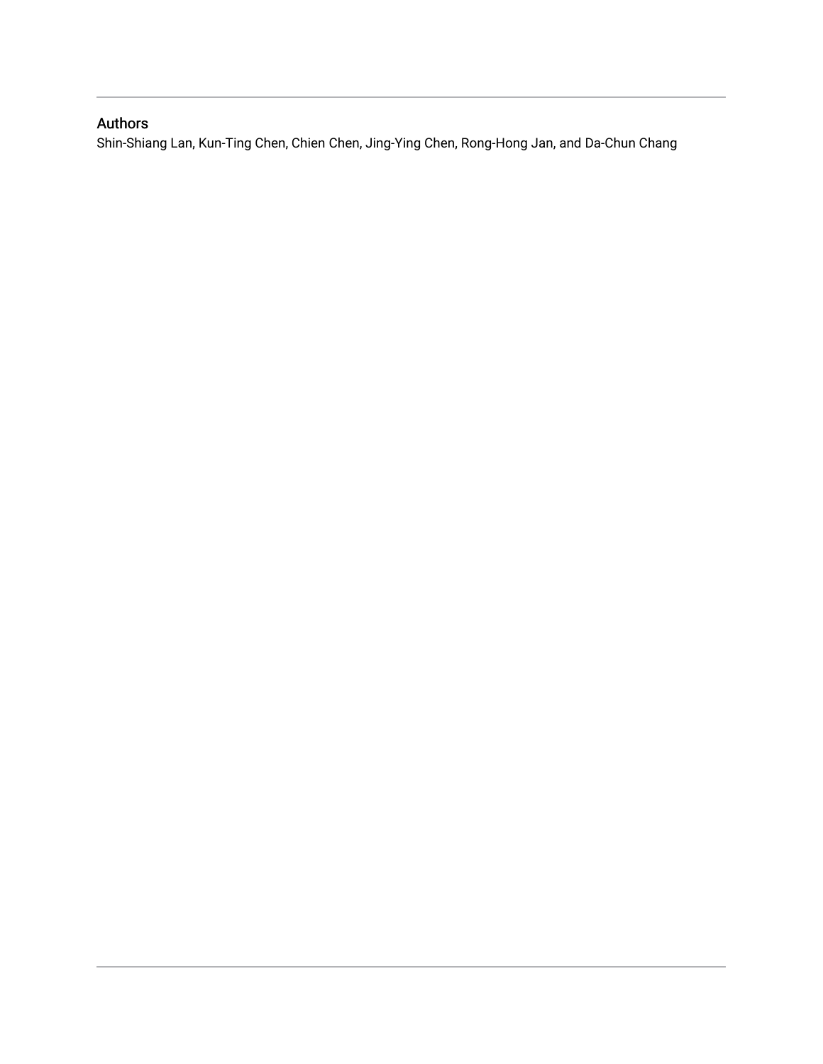## Authors

Shin-Shiang Lan, Kun-Ting Chen, Chien Chen, Jing-Ying Chen, Rong-Hong Jan, and Da-Chun Chang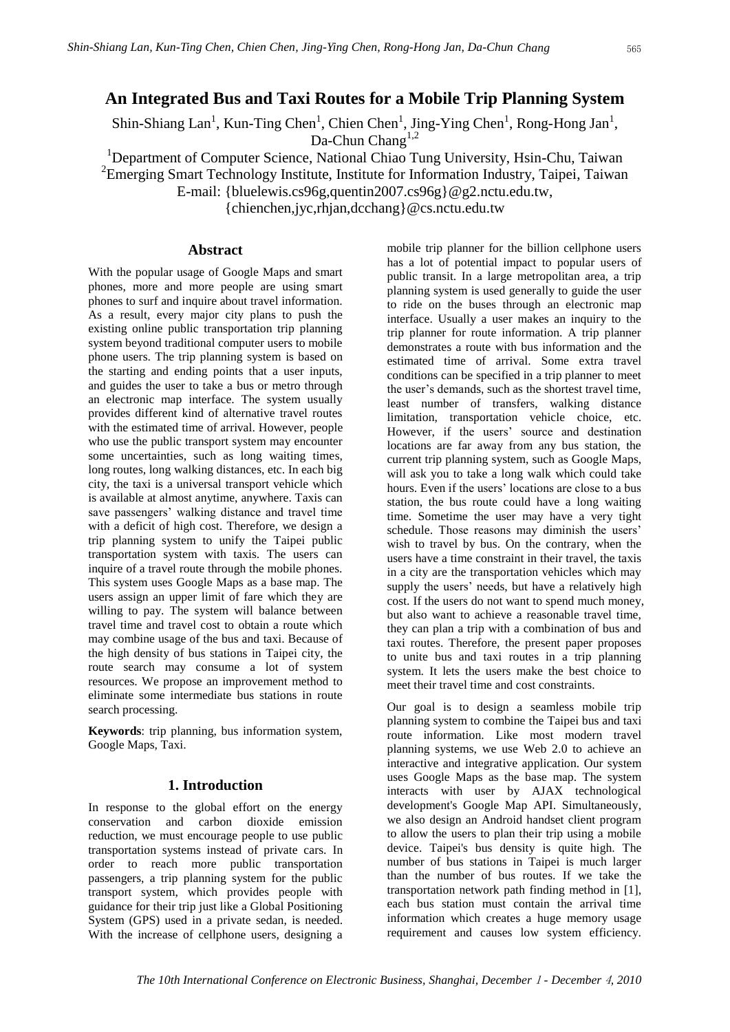# An Integrated Bus and Taxi Routes for a Mobile Trip Planning System

Shin-Shiang Lan[1], Kun-Ting Chen[1], Chien Chen[1], Jing-Ying Chen[1], Rong-Hong Jan[1], Da-Chun Chang[1,2]

[1]Department of Computer Science, National Chiao Tung University, Hsin-Chu, Taiwan
[2]Emerging Smart Technology Institute, Institute for Information Industry, Taipei, Taiwan
E-mail: {bluelewis.cs96g,quentin2007.cs96g}@g2.nctu.edu.tw, {chienchen,jyc,rhjan,dcchang}@cs.nctu.edu.tw

## Abstract

With the popular usage of Google Maps and smart phones, more and more people are using smart phones to surf and inquire about travel information. As a result, every major city plans to push the existing online public transportation trip planning system beyond traditional computer users to mobile phone users. The trip planning system is based on the starting and ending points that a user inputs, and guides the user to take a bus or metro through an electronic map interface. The system usually provides different kind of alternative travel routes with the estimated time of arrival. However, people who use the public transport system may encounter some uncertainties, such as long waiting times, long routes, long walking distances, etc. In each big city, the taxi is a universal transport vehicle which is available at almost anytime, anywhere. Taxis can save passengers' walking distance and travel time with a deficit of high cost. Therefore, we design a trip planning system to unify the Taipei public transportation system with taxis. The users can inquire of a travel route through the mobile phones. This system uses Google Maps as a base map. The users assign an upper limit of fare which they are willing to pay. The system will balance between travel time and travel cost to obtain a route which may combine usage of the bus and taxi. Because of the high density of bus stations in Taipei city, the route search may consume a lot of system resources. We propose an improvement method to eliminate some intermediate bus stations in route search processing.

**Keywords**: trip planning, bus information system, Google Maps, Taxi.

## 1. Introduction

In response to the global effort on the energy conservation and carbon dioxide emission reduction, we must encourage people to use public transportation systems instead of private cars. In order to reach more public transportation passengers, a trip planning system for the public transport system, which provides people with guidance for their trip just like a Global Positioning System (GPS) used in a private sedan, is needed. With the increase of cellphone users, designing a mobile trip planner for the billion cellphone users has a lot of potential impact to popular users of public transit. In a large metropolitan area, a trip planning system is used generally to guide the user to ride on the buses through an electronic map interface. Usually a user makes an inquiry to the trip planner for route information. A trip planner demonstrates a route with bus information and the estimated time of arrival. Some extra travel conditions can be specified in a trip planner to meet the user's demands, such as the shortest travel time, least number of transfers, walking distance limitation, transportation vehicle choice, etc. However, if the users' source and destination locations are far away from any bus station, the current trip planning system, such as Google Maps, will ask you to take a long walk which could take hours. Even if the users' locations are close to a bus station, the bus route could have a long waiting time. Sometime the user may have a very tight schedule. Those reasons may diminish the users' wish to travel by bus. On the contrary, when the users have a time constraint in their travel, the taxis in a city are the transportation vehicles which may supply the users' needs, but have a relatively high cost. If the users do not want to spend much money, but also want to achieve a reasonable travel time, they can plan a trip with a combination of bus and taxi routes. Therefore, the present paper proposes to unite bus and taxi routes in a trip planning system. It lets the users make the best choice to meet their travel time and cost constraints.

Our goal is to design a seamless mobile trip planning system to combine the Taipei bus and taxi route information. Like most modern travel planning systems, we use Web 2.0 to achieve an interactive and integrative application. Our system uses Google Maps as the base map. The system interacts with user by AJAX technological development's Google Map API. Simultaneously, we also design an Android handset client program to allow the users to plan their trip using a mobile device. Taipei's bus density is quite high. The number of bus stations in Taipei is much larger than the number of bus routes. If we take the transportation network path finding method in [1], each bus station must contain the arrival time information which creates a huge memory usage requirement and causes low system efficiency.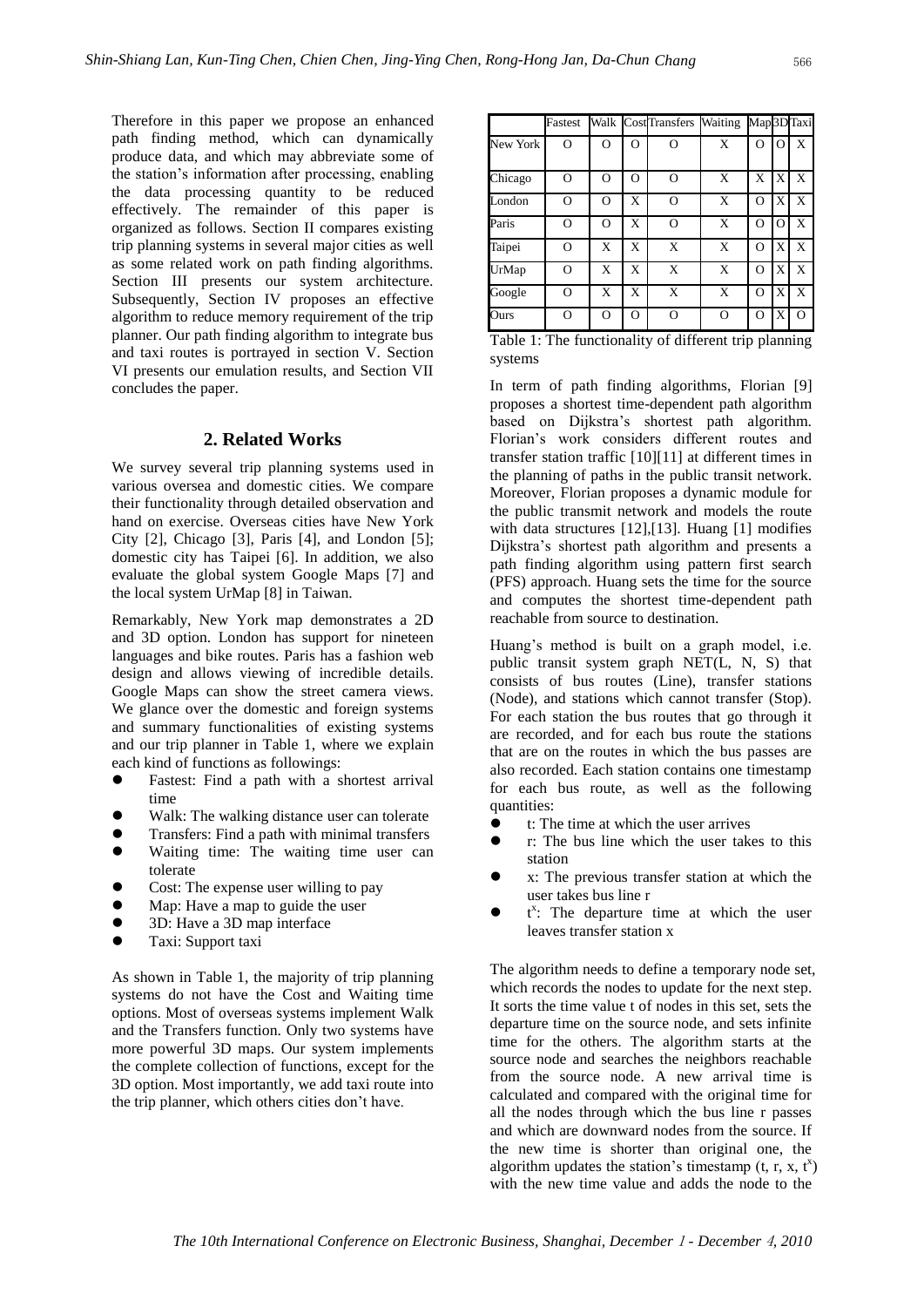Therefore in this paper we propose an enhanced path finding method, which can dynamically produce data, and which may abbreviate some of the station's information after processing, enabling the data processing quantity to be reduced effectively. The remainder of this paper is organized as follows. Section II compares existing trip planning systems in several major cities as well as some related work on path finding algorithms. Section III presents our system architecture. Subsequently, Section IV proposes an effective algorithm to reduce memory requirement of the trip planner. Our path finding algorithm to integrate bus and taxi routes is portrayed in section V. Section VI presents our emulation results, and Section VII concludes the paper.

## 2. Related Works

We survey several trip planning systems used in various oversea and domestic cities. We compare their functionality through detailed observation and hand on exercise. Overseas cities have New York City [2], Chicago [3], Paris [4], and London [5]; domestic city has Taipei [6]. In addition, we also evaluate the global system Google Maps [7] and the local system UrMap [8] in Taiwan.

Remarkably, New York map demonstrates a 2D and 3D option. London has support for nineteen languages and bike routes. Paris has a fashion web design and allows viewing of incredible details. Google Maps can show the street camera views. We glance over the domestic and foreign systems and summary functionalities of existing systems and our trip planner in Table 1, where we explain each kind of functions as followings:

- Fastest: Find a path with a shortest arrival time
- Walk: The walking distance user can tolerate
- Transfers: Find a path with minimal transfers
- Waiting time: The waiting time user can tolerate
- Cost: The expense user willing to pay
- Map: Have a map to guide the user
- 3D: Have a 3D map interface
- Taxi: Support taxi

As shown in Table 1, the majority of trip planning systems do not have the Cost and Waiting time options. Most of overseas systems implement Walk and the Transfers function. Only two systems have more powerful 3D maps. Our system implements the complete collection of functions, except for the 3D option. Most importantly, we add taxi route into the trip planner, which others cities don't have.

| | Fastest | Walk | Cost | Transfers | Waiting | Map | 3D | Taxi |
|---|---|---|---|---|---|---|---|---|
| New York | O | O | O | O | X | O | O | X |
| Chicago | O | O | O | O | X | X | X | X |
| London | O | O | X | O | X | O | X | X |
| Paris | O | O | X | O | X | O | O | X |
| Taipei | O | X | X | X | X | O | X | X |
| UrMap | O | X | X | X | X | O | X | X |
| Google | O | X | X | X | X | O | X | X |
| Ours | O | O | O | O | O | O | X | O |

Table 1: The functionality of different trip planning systems

In term of path finding algorithms, Florian [9] proposes a shortest time-dependent path algorithm based on Dijkstra's shortest path algorithm. Florian's work considers different routes and transfer station traffic [10][11] at different times in the planning of paths in the public transit network. Moreover, Florian proposes a dynamic module for the public transmit network and models the route with data structures [12],[13]. Huang [1] modifies Dijkstra's shortest path algorithm and presents a path finding algorithm using pattern first search (PFS) approach. Huang sets the time for the source and computes the shortest time-dependent path reachable from source to destination.

Huang's method is built on a graph model, i.e. public transit system graph NET(L, N, S) that consists of bus routes (Line), transfer stations (Node), and stations which cannot transfer (Stop). For each station the bus routes that go through it are recorded, and for each bus route the stations that are on the routes in which the bus passes are also recorded. Each station contains one timestamp for each bus route, as well as the following quantities:

- t: The time at which the user arrives
- r: The bus line which the user takes to this station
- x: The previous transfer station at which the user takes bus line r
- $t^x$: The departure time at which the user leaves transfer station x

The algorithm needs to define a temporary node set, which records the nodes to update for the next step. It sorts the time value t of nodes in this set, sets the departure time on the source node, and sets infinite time for the others. The algorithm starts at the source node and searches the neighbors reachable from the source node. A new arrival time is calculated and compared with the original time for all the nodes through which the bus line r passes and which are downward nodes from the source. If the new time is shorter than original one, the algorithm updates the station's timestamp (t, r, x, $t^x$) with the new time value and adds the node to the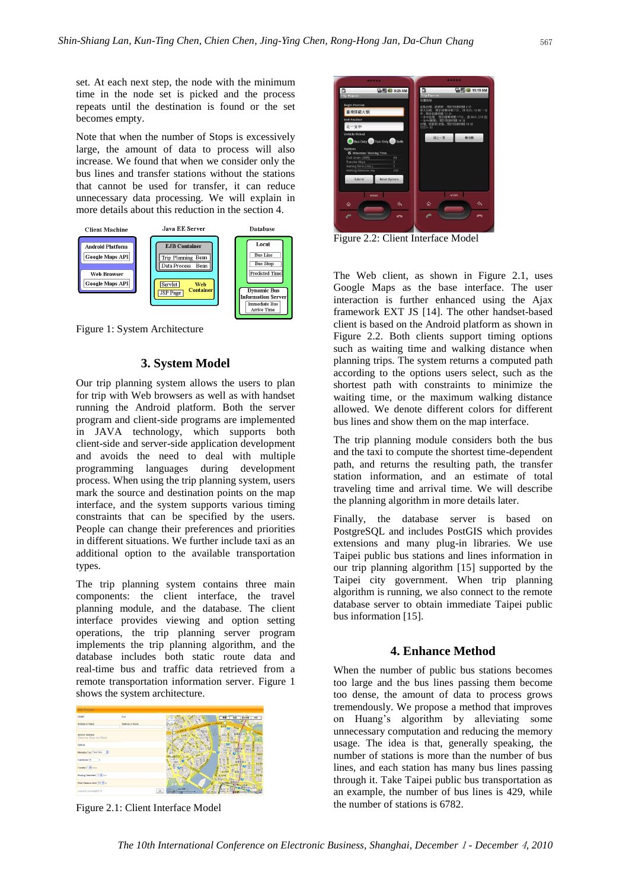set. At each next step, the node with the minimum time in the node set is picked and the process repeats until the destination is found or the set becomes empty.

Note that when the number of Stops is excessively large, the amount of data to process will also increase. We found that when we consider only the bus lines and transfer stations without the stations that cannot be used for transfer, it can reduce unnecessary data processing. We will explain in more details about this reduction in the section 4.

Figure 1: System Architecture

## 3. System Model

Our trip planning system allows the users to plan for trip with Web browsers as well as with handset running the Android platform. Both the server program and client-side programs are implemented in JAVA technology, which supports both client-side and server-side application development and avoids the need to deal with multiple programming languages during development process. When using the trip planning system, users mark the source and destination points on the map interface, and the system supports various timing constraints that can be specified by the users. People can change their preferences and priorities in different situations. We further include taxi as an additional option to the available transportation types.

The trip planning system contains three main components: the client interface, the travel planning module, and the database. The client interface provides viewing and option setting operations, the trip planning server program implements the trip planning algorithm, and the database includes both static route data and real-time bus and traffic data retrieved from a remote transportation information server. Figure 1 shows the system architecture.

Figure 2.1: Client Interface Model

Figure 2.2: Client Interface Model

The Web client, as shown in Figure 2.1, uses Google Maps as the base interface. The user interaction is further enhanced using the Ajax framework EXT JS [14]. The other handset-based client is based on the Android platform as shown in Figure 2.2. Both clients support timing options such as waiting time and walking distance when planning trips. The system returns a computed path according to the options users select, such as the shortest path with constraints to minimize the waiting time, or the maximum walking distance allowed. We denote different colors for different bus lines and show them on the map interface.

The trip planning module considers both the bus and the taxi to compute the shortest time-dependent path, and returns the resulting path, the transfer station information, and an estimate of total traveling time and arrival time. We will describe the planning algorithm in more details later.

Finally, the database server is based on PostgreSQL and includes PostGIS which provides extensions and many plug-in libraries. We use Taipei public bus stations and lines information in our trip planning algorithm [15] supported by the Taipei city government. When trip planning algorithm is running, we also connect to the remote database server to obtain immediate Taipei public bus information [15].

## 4. Enhance Method

When the number of public bus stations becomes too large and the bus lines passing them become too dense, the amount of data to process grows tremendously. We propose a method that improves on Huang's algorithm by alleviating some unnecessary computation and reducing the memory usage. The idea is that, generally speaking, the number of stations is more than the number of bus lines, and each station has many bus lines passing through it. Taking Taipei public bus transportation as an example, the number of bus lines is 429, while the number of stations is 6782.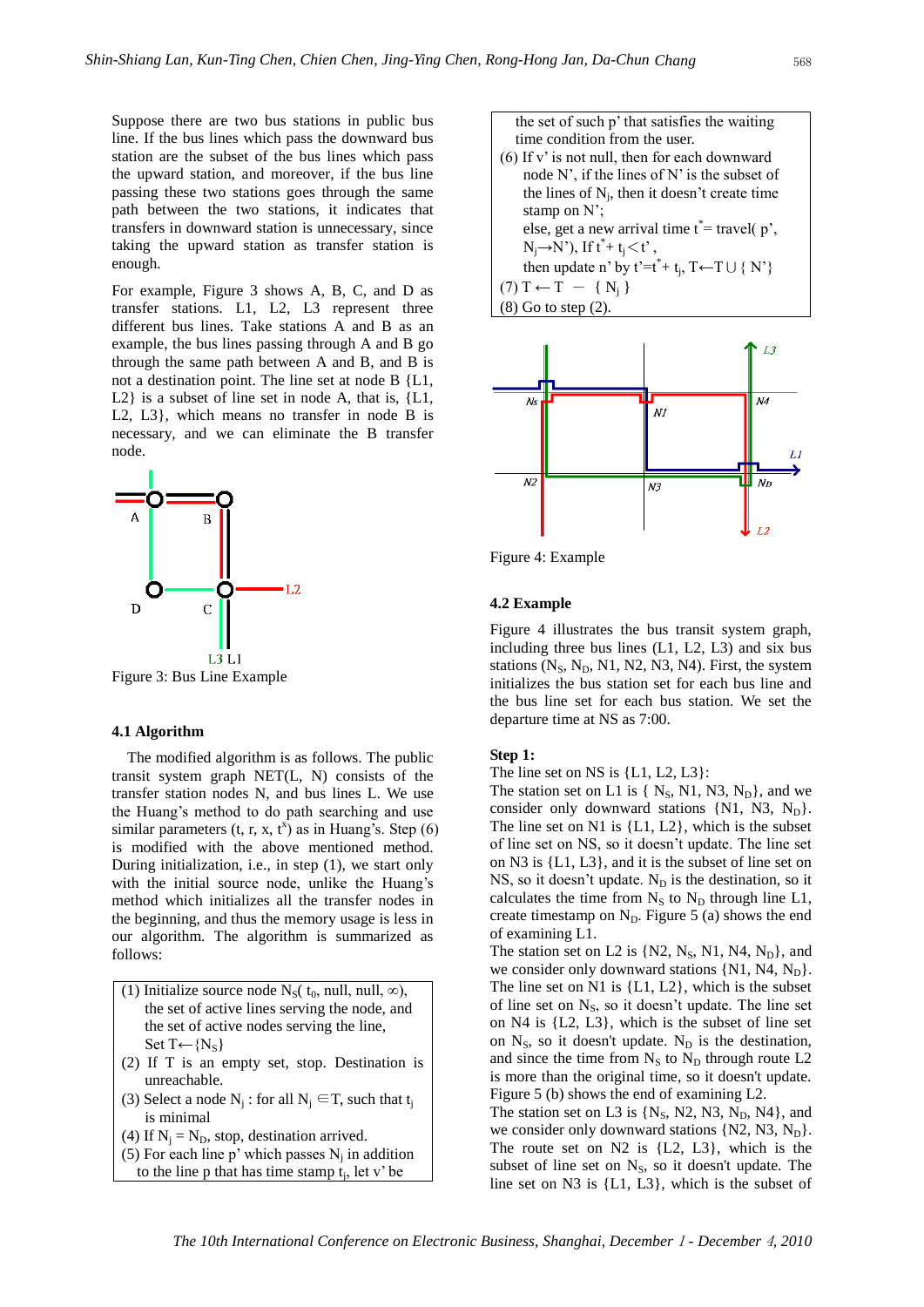Suppose there are two bus stations in public bus line. If the bus lines which pass the downward bus station are the subset of the bus lines which pass the upward station, and moreover, if the bus line passing these two stations goes through the same path between the two stations, it indicates that transfers in downward station is unnecessary, since taking the upward station as transfer station is enough.

For example, Figure 3 shows A, B, C, and D as transfer stations. L1, L2, L3 represent three different bus lines. Take stations A and B as an example, the bus lines passing through A and B go through the same path between A and B, and B is not a destination point. The line set at node B {L1, L2} is a subset of line set in node A, that is, {L1, L2, L3}, which means no transfer in node B is necessary, and we can eliminate the B transfer node.

Figure 3: Bus Line Example

### 4.1 Algorithm

The modified algorithm is as follows. The public transit system graph NET(L, N) consists of the transfer station nodes N, and bus lines L. We use the Huang's method to do path searching and use similar parameters ($t$, $r$, $x$, $t^x$) as in Huang's. Step (6) is modified with the above mentioned method. During initialization, i.e., in step (1), we start only with the initial source node, unlike the Huang's method which initializes all the transfer nodes in the beginning, and thus the memory usage is less in our algorithm. The algorithm is summarized as follows:

(1) Initialize source node $N_S$( $t_0$, null, null, $\infty$), the set of active lines serving the node, and the set of active nodes serving the line, Set $T \leftarrow \{N_S\}$
(2) If T is an empty set, stop. Destination is unreachable.
(3) Select a node $N_j$ : for all $N_j \in T$, such that $t_j$ is minimal
(4) If $N_j = N_D$, stop, destination arrived.
(5) For each line p' which passes $N_j$ in addition to the line p that has time stamp $t_j$, let v' be the set of such p' that satisfies the waiting time condition from the user.
(6) If v' is not null, then for each downward node N', if the lines of N' is the subset of the lines of $N_j$, then it doesn't create time stamp on N';
else, get a new arrival time $t^* =$ travel( p', $N_j \rightarrow N'$), If $t^* + t_j < t'$,
then update n' by $t' = t^* + t_j$, $T \leftarrow T \cup \{ N' \}$
(7) $T \leftarrow T - \{ N_j \}$
(8) Go to step (2).

Figure 4: Example

### 4.2 Example

Figure 4 illustrates the bus transit system graph, including three bus lines (L1, L2, L3) and six bus stations ($N_S$, $N_D$, N1, N2, N3, N4). First, the system initializes the bus station set for each bus line and the bus line set for each bus station. We set the departure time at NS as 7:00.

**Step 1:**
The line set on NS is {L1, L2, L3}:
The station set on L1 is { $N_S$, N1, N3, $N_D$}, and we consider only downward stations {N1, N3, $N_D$}. The line set on N1 is {L1, L2}, which is the subset of line set on NS, so it doesn't update. The line set on N3 is {L1, L3}, and it is the subset of line set on NS, so it doesn't update. $N_D$ is the destination, so it calculates the time from $N_S$ to $N_D$ through line L1, create timestamp on $N_D$. Figure 5 (a) shows the end of examining L1.
The station set on L2 is {N2, $N_S$, N1, N4, $N_D$}, and we consider only downward stations {N1, N4, $N_D$}. The line set on N1 is {L1, L2}, which is the subset of line set on $N_S$, so it doesn't update. The line set on N4 is {L2, L3}, which is the subset of line set on $N_S$, so it doesn't update. $N_D$ is the destination, and since the time from $N_S$ to $N_D$ through route L2 is more than the original time, so it doesn't update. Figure 5 (b) shows the end of examining L2.
The station set on L3 is {$N_S$, N2, N3, $N_D$, N4}, and we consider only downward stations {N2, N3, $N_D$}. The route set on N2 is {L2, L3}, which is the subset of line set on $N_S$, so it doesn't update. The line set on N3 is {L1, L3}, which is the subset of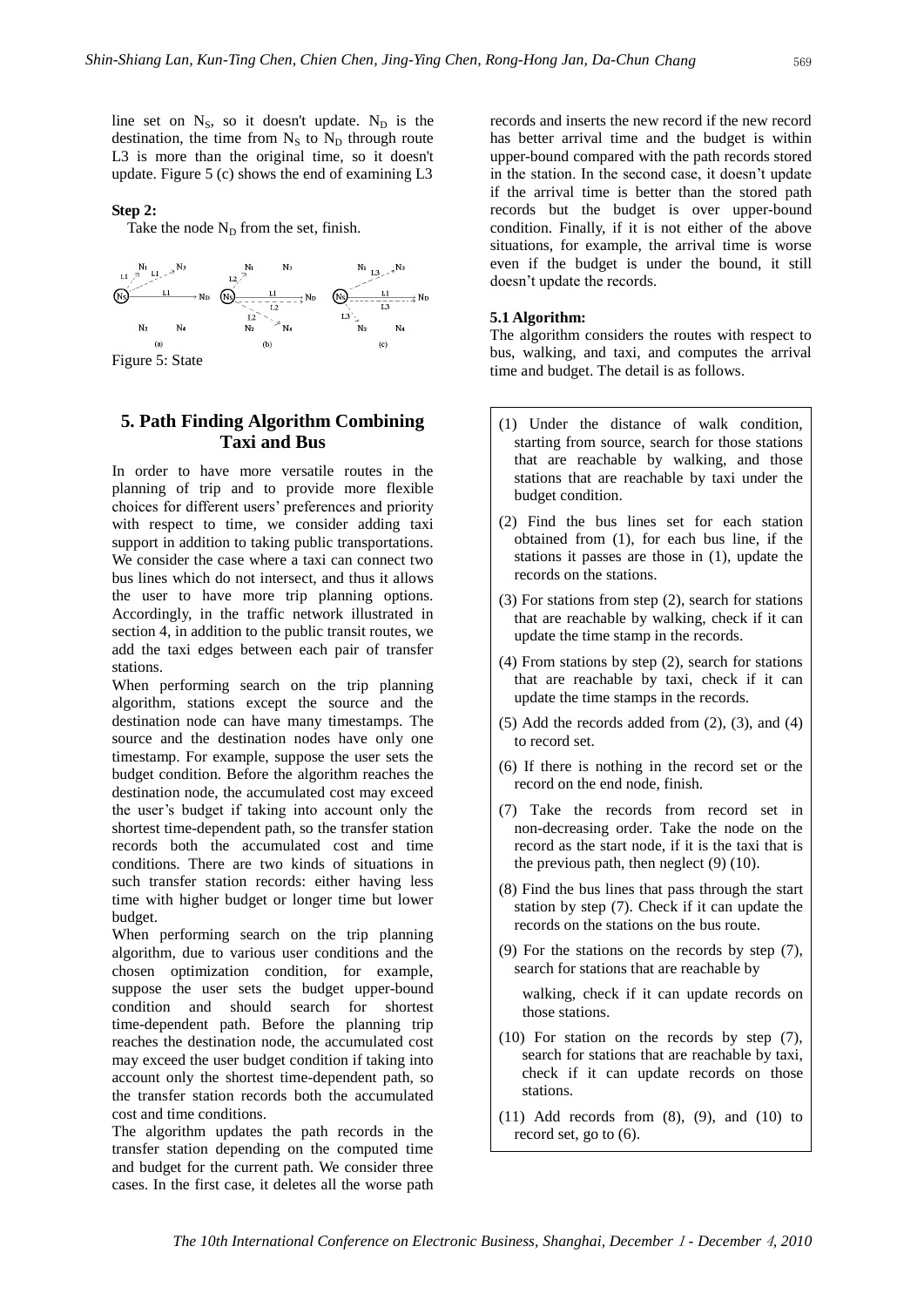line set on $N_S$, so it doesn't update. $N_D$ is the destination, the time from $N_S$ to $N_D$ through route L3 is more than the original time, so it doesn't update. Figure 5 (c) shows the end of examining L3

**Step 2:**

Take the node $N_D$ from the set, finish.

Figure 5: State

## 5. Path Finding Algorithm Combining Taxi and Bus

In order to have more versatile routes in the planning of trip and to provide more flexible choices for different users' preferences and priority with respect to time, we consider adding taxi support in addition to taking public transportations. We consider the case where a taxi can connect two bus lines which do not intersect, and thus it allows the user to have more trip planning options. Accordingly, in the traffic network illustrated in section 4, in addition to the public transit routes, we add the taxi edges between each pair of transfer stations.

When performing search on the trip planning algorithm, stations except the source and the destination node can have many timestamps. The source and the destination nodes have only one timestamp. For example, suppose the user sets the budget condition. Before the algorithm reaches the destination node, the accumulated cost may exceed the user's budget if taking into account only the shortest time-dependent path, so the transfer station records both the accumulated cost and time conditions. There are two kinds of situations in such transfer station records: either having less time with higher budget or longer time but lower budget.

When performing search on the trip planning algorithm, due to various user conditions and the chosen optimization condition, for example, suppose the user sets the budget upper-bound condition and should search for shortest time-dependent path. Before the planning trip reaches the destination node, the accumulated cost may exceed the user budget condition if taking into account only the shortest time-dependent path, so the transfer station records both the accumulated cost and time conditions.

The algorithm updates the path records in the transfer station depending on the computed time and budget for the current path. We consider three cases. In the first case, it deletes all the worse path records and inserts the new record if the new record has better arrival time and the budget is within upper-bound compared with the path records stored in the station. In the second case, it doesn't update if the arrival time is better than the stored path records but the budget is over upper-bound condition. Finally, if it is not either of the above situations, for example, the arrival time is worse even if the budget is under the bound, it still doesn't update the records.

### 5.1 Algorithm:

The algorithm considers the routes with respect to bus, walking, and taxi, and computes the arrival time and budget. The detail is as follows.

(1) Under the distance of walk condition, starting from source, search for those stations that are reachable by walking, and those stations that are reachable by taxi under the budget condition.

(2) Find the bus lines set for each station obtained from (1), for each bus line, if the stations it passes are those in (1), update the records on the stations.

(3) For stations from step (2), search for stations that are reachable by walking, check if it can update the time stamp in the records.

(4) From stations by step (2), search for stations that are reachable by taxi, check if it can update the time stamps in the records.

(5) Add the records added from (2), (3), and (4) to record set.

(6) If there is nothing in the record set or the record on the end node, finish.

(7) Take the records from record set in non-decreasing order. Take the node on the record as the start node, if it is the taxi that is the previous path, then neglect (9) (10).

(8) Find the bus lines that pass through the start station by step (7). Check if it can update the records on the stations on the bus route.

(9) For the stations on the records by step (7), search for stations that are reachable by walking, check if it can update records on those stations.

(10) For station on the records by step (7), search for stations that are reachable by taxi, check if it can update records on those stations.

(11) Add records from (8), (9), and (10) to record set, go to (6).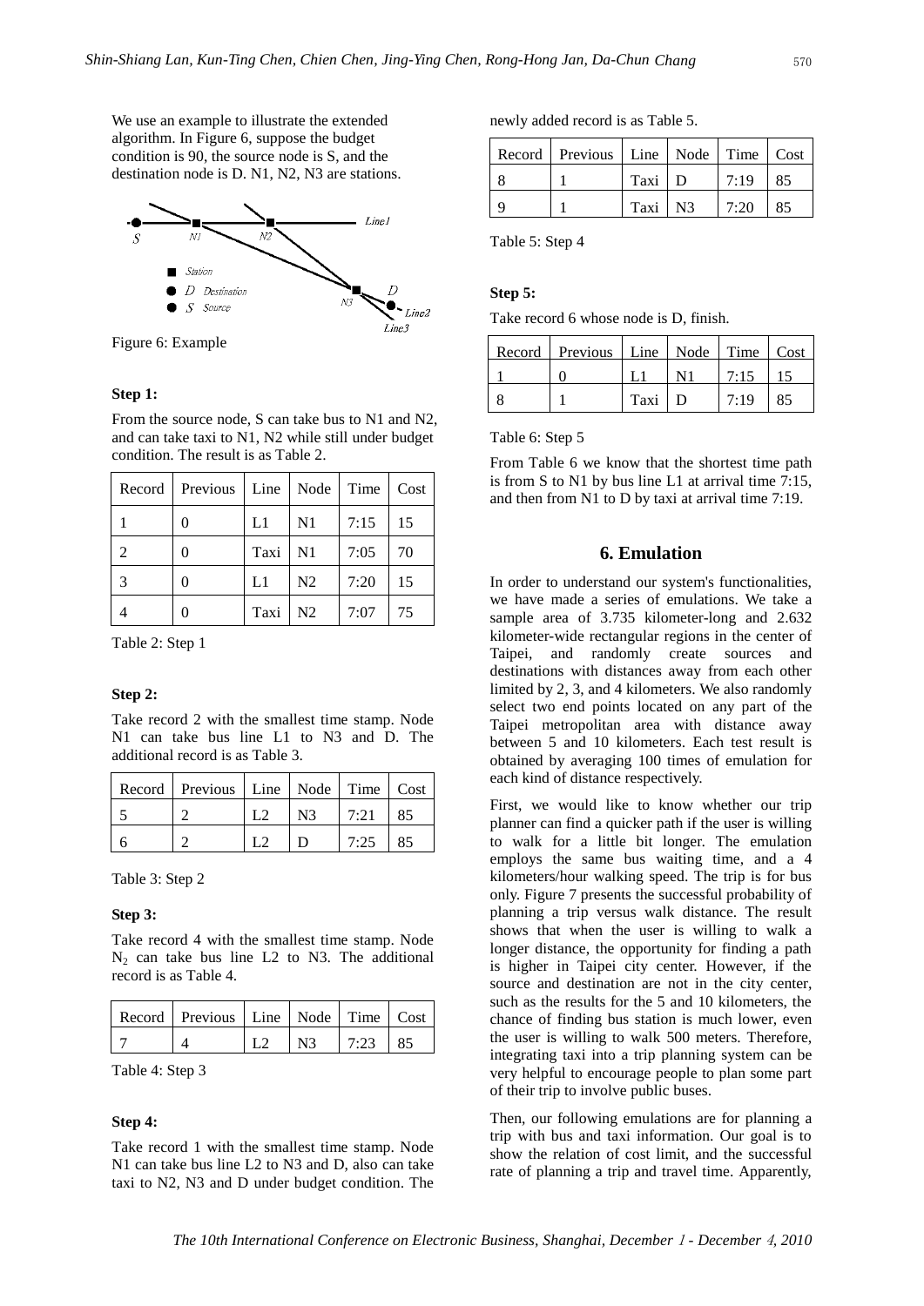We use an example to illustrate the extended algorithm. In Figure 6, suppose the budget condition is 90, the source node is S, and the destination node is D. N1, N2, N3 are stations.

Figure 6: Example

**Step 1:**

From the source node, S can take bus to N1 and N2, and can take taxi to N1, N2 while still under budget condition. The result is as Table 2.

| Record | Previous | Line | Node | Time | Cost |
|---|---|---|---|---|---|
| 1 | 0 | L1 | N1 | 7:15 | 15 |
| 2 | 0 | Taxi | N1 | 7:05 | 70 |
| 3 | 0 | L1 | N2 | 7:20 | 15 |
| 4 | 0 | Taxi | N2 | 7:07 | 75 |

Table 2: Step 1

**Step 2:**

Take record 2 with the smallest time stamp. Node N1 can take bus line L1 to N3 and D. The additional record is as Table 3.

| Record | Previous | Line | Node | Time | Cost |
|---|---|---|---|---|---|
| 5 | 2 | L2 | N3 | 7:21 | 85 |
| 6 | 2 | L2 | D | 7:25 | 85 |

Table 3: Step 2

**Step 3:**

Take record 4 with the smallest time stamp. Node $N_2$ can take bus line L2 to N3. The additional record is as Table 4.

| Record | Previous | Line | Node | Time | Cost |
|---|---|---|---|---|---|
| 7 | 4 | L2 | N3 | 7:23 | 85 |

Table 4: Step 3

**Step 4:**

Take record 1 with the smallest time stamp. Node N1 can take bus line L2 to N3 and D, also can take taxi to N2, N3 and D under budget condition. The newly added record is as Table 5.

| Record | Previous | Line | Node | Time | Cost |
|---|---|---|---|---|---|
| 8 | 1 | Taxi | D | 7:19 | 85 |
| 9 | 1 | Taxi | N3 | 7:20 | 85 |

Table 5: Step 4

**Step 5:**

Take record 6 whose node is D, finish.

| Record | Previous | Line | Node | Time | Cost |
|---|---|---|---|---|---|
| 1 | 0 | L1 | N1 | 7:15 | 15 |
| 8 | 1 | Taxi | D | 7:19 | 85 |

Table 6: Step 5

From Table 6 we know that the shortest time path is from S to N1 by bus line L1 at arrival time 7:15, and then from N1 to D by taxi at arrival time 7:19.

## 6. Emulation

In order to understand our system's functionalities, we have made a series of emulations. We take a sample area of 3.735 kilometer-long and 2.632 kilometer-wide rectangular regions in the center of Taipei, and randomly create sources and destinations with distances away from each other limited by 2, 3, and 4 kilometers. We also randomly select two end points located on any part of the Taipei metropolitan area with distance away between 5 and 10 kilometers. Each test result is obtained by averaging 100 times of emulation for each kind of distance respectively.

First, we would like to know whether our trip planner can find a quicker path if the user is willing to walk for a little bit longer. The emulation employs the same bus waiting time, and a 4 kilometers/hour walking speed. The trip is for bus only. Figure 7 presents the successful probability of planning a trip versus walk distance. The result shows that when the user is willing to walk a longer distance, the opportunity for finding a path is higher in Taipei city center. However, if the source and destination are not in the city center, such as the results for the 5 and 10 kilometers, the chance of finding bus station is much lower, even the user is willing to walk 500 meters. Therefore, integrating taxi into a trip planning system can be very helpful to encourage people to plan some part of their trip to involve public buses.

Then, our following emulations are for planning a trip with bus and taxi information. Our goal is to show the relation of cost limit, and the successful rate of planning a trip and travel time. Apparently,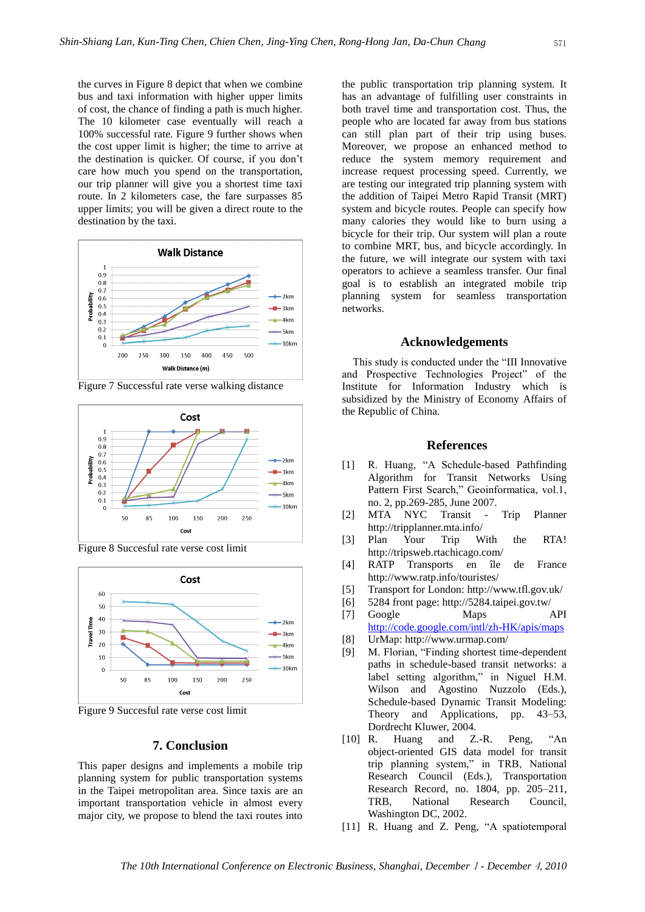the curves in Figure 8 depict that when we combine bus and taxi information with higher upper limits of cost, the chance of finding a path is much higher. The 10 kilometer case eventually will reach a 100% successful rate. Figure 9 further shows when the cost upper limit is higher; the time to arrive at the destination is quicker. Of course, if you don't care how much you spend on the transportation, our trip planner will give you a shortest time taxi route. In 2 kilometers case, the fare surpasses 85 upper limits; you will be given a direct route to the destination by the taxi.

Figure 7 Successful rate verse walking distance

Figure 8 Succesful rate verse cost limit

Figure 9 Succesful rate verse cost limit

## 7. Conclusion

This paper designs and implements a mobile trip planning system for public transportation systems in the Taipei metropolitan area. Since taxis are an important transportation vehicle in almost every major city, we propose to blend the taxi routes into the public transportation trip planning system. It has an advantage of fulfilling user constraints in both travel time and transportation cost. Thus, the people who are located far away from bus stations can still plan part of their trip using buses. Moreover, we propose an enhanced method to reduce the system memory requirement and increase request processing speed. Currently, we are testing our integrated trip planning system with the addition of Taipei Metro Rapid Transit (MRT) system and bicycle routes. People can specify how many calories they would like to burn using a bicycle for their trip. Our system will plan a route to combine MRT, bus, and bicycle accordingly. In the future, we will integrate our system with taxi operators to achieve a seamless transfer. Our final goal is to establish an integrated mobile trip planning system for seamless transportation networks.

## Acknowledgements

This study is conducted under the "III Innovative and Prospective Technologies Project" of the Institute for Information Industry which is subsidized by the Ministry of Economy Affairs of the Republic of China.

## References

[1] R. Huang, "A Schedule-based Pathfinding Algorithm for Transit Networks Using Pattern First Search," Geoinformatica, vol.1, no. 2, pp.269-285, June 2007.

[2] MTA NYC Transit - Trip Planner http://tripplanner.mta.info/

[3] Plan Your Trip With the RTA! http://tripsweb.rtachicago.com/

[4] RATP Transports en île de France http://www.ratp.info/touristes/

[5] Transport for London: http://www.tfl.gov.uk/

[6] 5284 front page: http://5284.taipei.gov.tw/

[7] Google Maps API http://code.google.com/intl/zh-HK/apis/maps

[8] UrMap: http://www.urmap.com/

[9] M. Florian, "Finding shortest time-dependent paths in schedule-based transit networks: a label setting algorithm," in Niguel H.M. Wilson and Agostino Nuzzolo (Eds.), Schedule-based Dynamic Transit Modeling: Theory and Applications, pp. 43–53, Dordrecht Kluwer, 2004.

[10] R. Huang and Z.-R. Peng, "An object-oriented GIS data model for transit trip planning system," in TRB, National Research Council (Eds.), Transportation Research Record, no. 1804, pp. 205–211, TRB, National Research Council, Washington DC, 2002.

[11] R. Huang and Z. Peng, "A spatiotemporal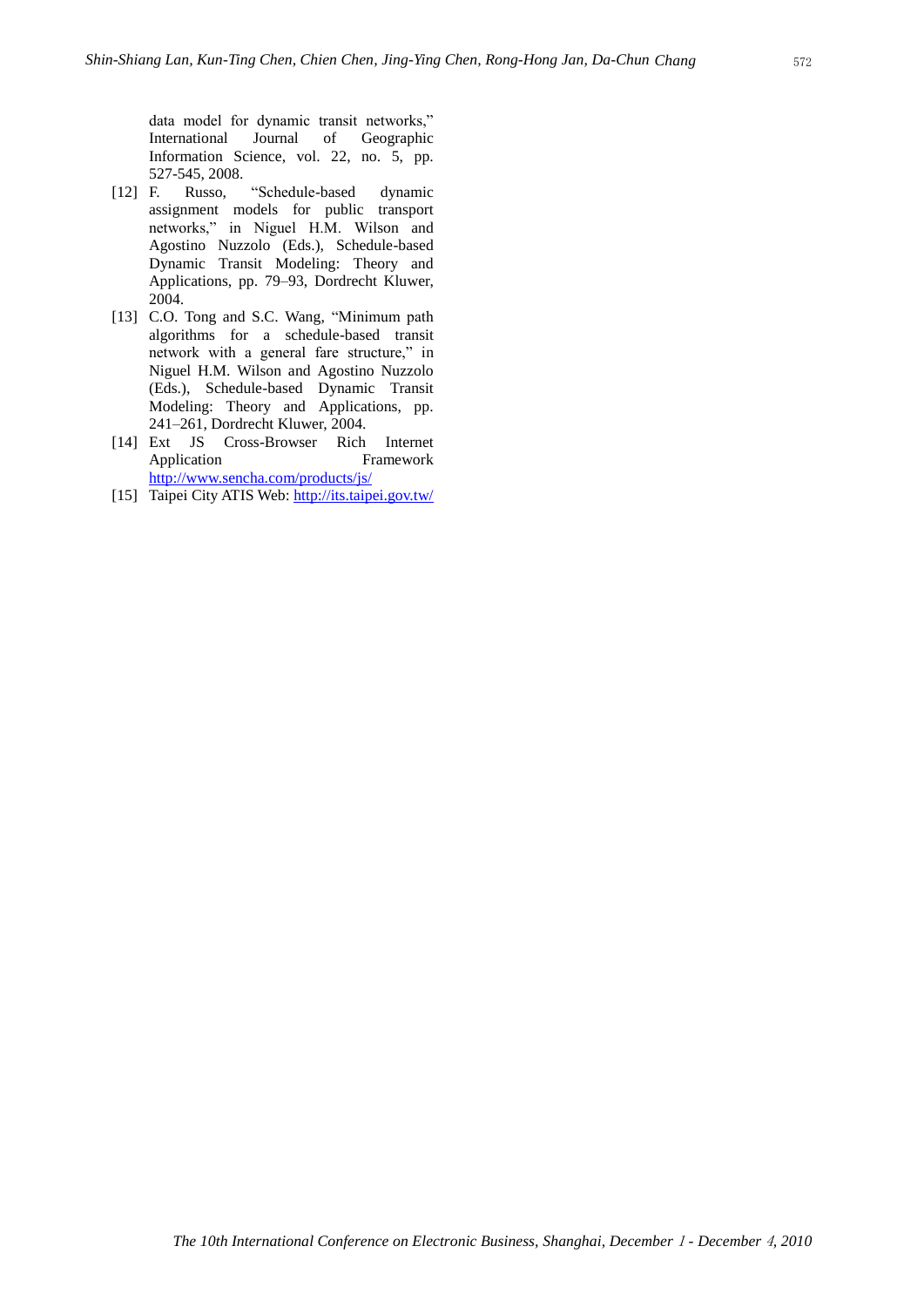data model for dynamic transit networks," International Journal of Geographic Information Science, vol. 22, no. 5, pp. 527-545, 2008.

[12] F. Russo, "Schedule-based dynamic assignment models for public transport networks," in Niguel H.M. Wilson and Agostino Nuzzolo (Eds.), Schedule-based Dynamic Transit Modeling: Theory and Applications, pp. 79–93, Dordrecht Kluwer, 2004.

[13] C.O. Tong and S.C. Wang, "Minimum path algorithms for a schedule-based transit network with a general fare structure," in Niguel H.M. Wilson and Agostino Nuzzolo (Eds.), Schedule-based Dynamic Transit Modeling: Theory and Applications, pp. 241–261, Dordrecht Kluwer, 2004.

[14] Ext JS Cross-Browser Rich Internet Application Framework http://www.sencha.com/products/js/

[15] Taipei City ATIS Web: http://its.taipei.gov.tw/